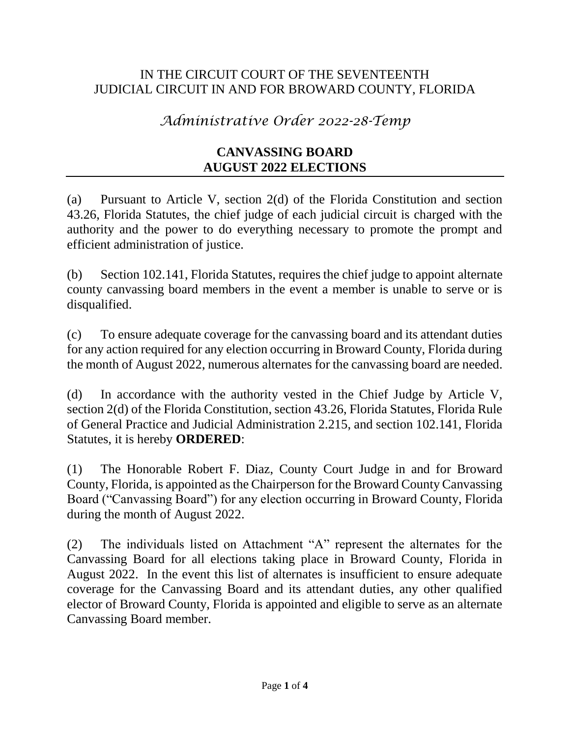IN THE CIRCUIT COURT OF THE SEVENTEENTH
JUDICIAL CIRCUIT IN AND FOR BROWARD COUNTY, FLORIDA

# *Administrative Order 2022-28-Temp*

## CANVASSING BOARD
## AUGUST 2022 ELECTIONS

(a) Pursuant to Article V, section 2(d) of the Florida Constitution and section 43.26, Florida Statutes, the chief judge of each judicial circuit is charged with the authority and the power to do everything necessary to promote the prompt and efficient administration of justice.

(b) Section 102.141, Florida Statutes, requires the chief judge to appoint alternate county canvassing board members in the event a member is unable to serve or is disqualified.

(c) To ensure adequate coverage for the canvassing board and its attendant duties for any action required for any election occurring in Broward County, Florida during the month of August 2022, numerous alternates for the canvassing board are needed.

(d) In accordance with the authority vested in the Chief Judge by Article V, section 2(d) of the Florida Constitution, section 43.26, Florida Statutes, Florida Rule of General Practice and Judicial Administration 2.215, and section 102.141, Florida Statutes, it is hereby **ORDERED**:

(1) The Honorable Robert F. Diaz, County Court Judge in and for Broward County, Florida, is appointed as the Chairperson for the Broward County Canvassing Board ("Canvassing Board") for any election occurring in Broward County, Florida during the month of August 2022.

(2) The individuals listed on Attachment "A" represent the alternates for the Canvassing Board for all elections taking place in Broward County, Florida in August 2022. In the event this list of alternates is insufficient to ensure adequate coverage for the Canvassing Board and its attendant duties, any other qualified elector of Broward County, Florida is appointed and eligible to serve as an alternate Canvassing Board member.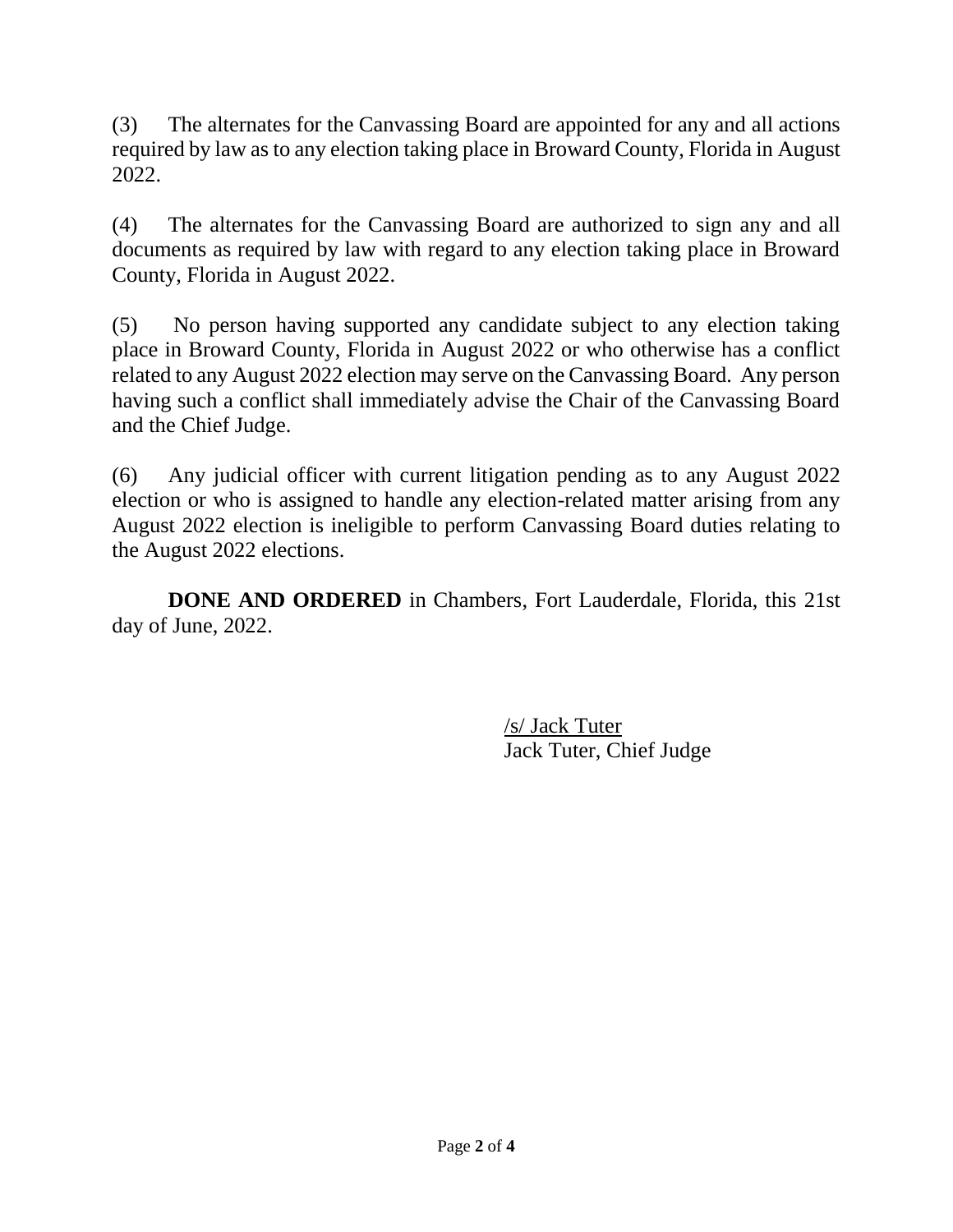(3) The alternates for the Canvassing Board are appointed for any and all actions required by law as to any election taking place in Broward County, Florida in August 2022.

(4) The alternates for the Canvassing Board are authorized to sign any and all documents as required by law with regard to any election taking place in Broward County, Florida in August 2022.

(5) No person having supported any candidate subject to any election taking place in Broward County, Florida in August 2022 or who otherwise has a conflict related to any August 2022 election may serve on the Canvassing Board. Any person having such a conflict shall immediately advise the Chair of the Canvassing Board and the Chief Judge.

(6) Any judicial officer with current litigation pending as to any August 2022 election or who is assigned to handle any election-related matter arising from any August 2022 election is ineligible to perform Canvassing Board duties relating to the August 2022 elections.

**DONE AND ORDERED** in Chambers, Fort Lauderdale, Florida, this 21st day of June, 2022.

/s/ Jack Tuter
Jack Tuter, Chief Judge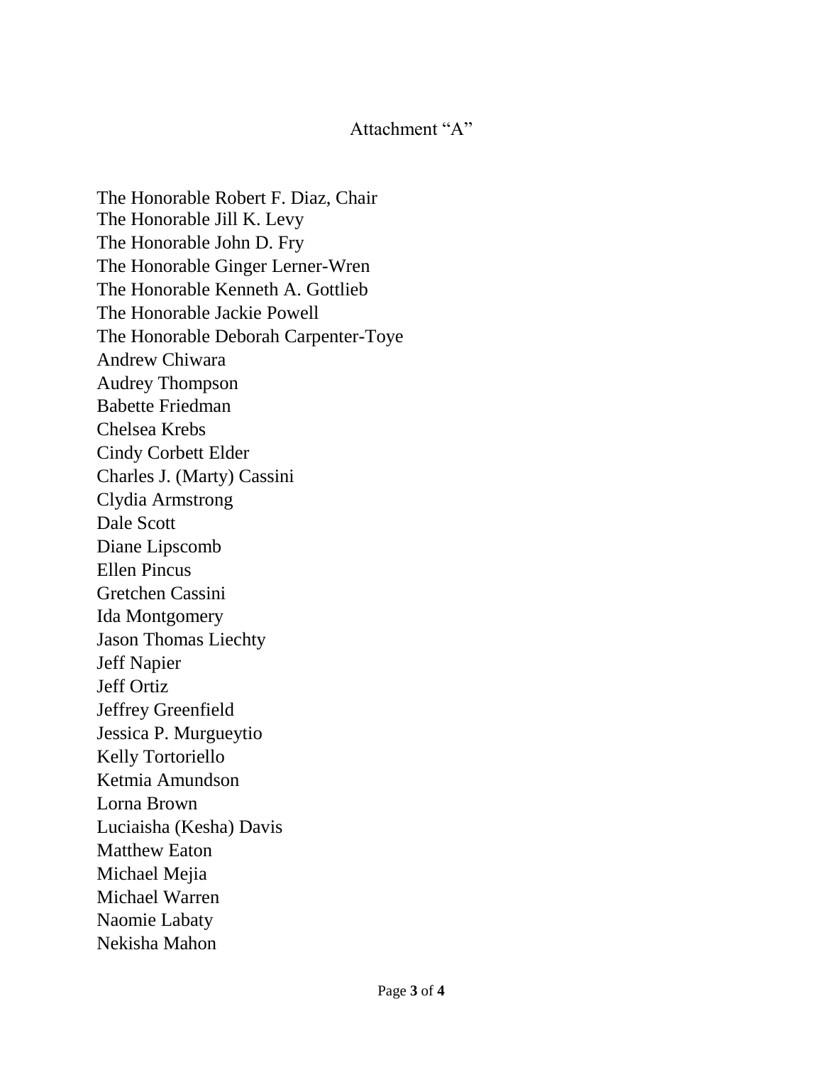Attachment "A"

The Honorable Robert F. Diaz, Chair
The Honorable Jill K. Levy
The Honorable John D. Fry
The Honorable Ginger Lerner-Wren
The Honorable Kenneth A. Gottlieb
The Honorable Jackie Powell
The Honorable Deborah Carpenter-Toye
Andrew Chiwara
Audrey Thompson
Babette Friedman
Chelsea Krebs
Cindy Corbett Elder
Charles J. (Marty) Cassini
Clydia Armstrong
Dale Scott
Diane Lipscomb
Ellen Pincus
Gretchen Cassini
Ida Montgomery
Jason Thomas Liechty
Jeff Napier
Jeff Ortiz
Jeffrey Greenfield
Jessica P. Murgueytio
Kelly Tortoriello
Ketmia Amundson
Lorna Brown
Luciaisha (Kesha) Davis
Matthew Eaton
Michael Mejia
Michael Warren
Naomie Labaty
Nekisha Mahon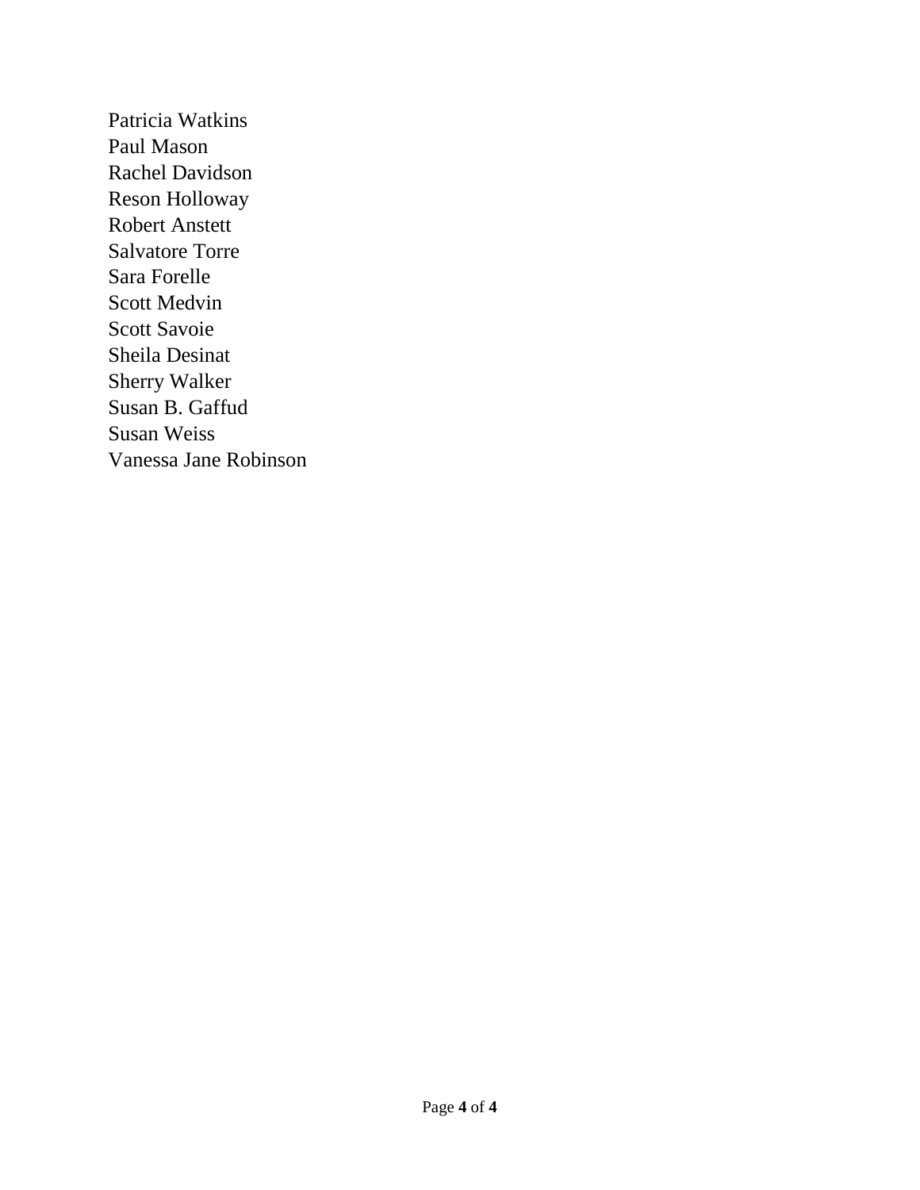Patricia Watkins
Paul Mason
Rachel Davidson
Reson Holloway
Robert Anstett
Salvatore Torre
Sara Forelle
Scott Medvin
Scott Savoie
Sheila Desinat
Sherry Walker
Susan B. Gaffud
Susan Weiss
Vanessa Jane Robinson